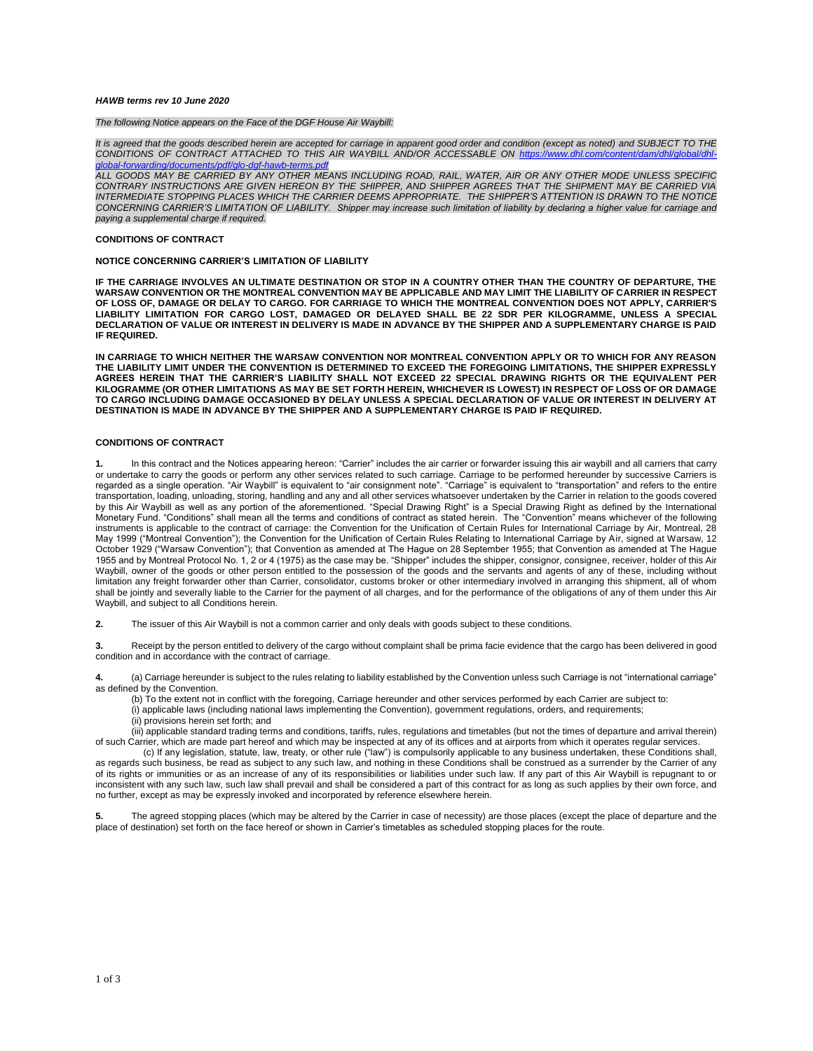***HAWB terms rev 10 June 2020***

*The following Notice appears on the Face of the DGF House Air Waybill:*

*It is agreed that the goods described herein are accepted for carriage in apparent good order and condition (except as noted) and SUBJECT TO THE CONDITIONS OF CONTRACT ATTACHED TO THIS AIR WAYBILL AND/OR ACCESSABLE ON [https://www.dhl.com/content/dam/dhl/global/dhl-global-forwarding/documents/pdf/glo-dgf-hawb-terms.pdf](https://www.dhl.com/content/dam/dhl/global/dhl-global-forwarding/documents/pdf/glo-dgf-hawb-terms.pdf)*
*ALL GOODS MAY BE CARRIED BY ANY OTHER MEANS INCLUDING ROAD, RAIL, WATER, AIR OR ANY OTHER MODE UNLESS SPECIFIC CONTRARY INSTRUCTIONS ARE GIVEN HEREON BY THE SHIPPER, AND SHIPPER AGREES THAT THE SHIPMENT MAY BE CARRIED VIA INTERMEDIATE STOPPING PLACES WHICH THE CARRIER DEEMS APPROPRIATE. THE SHIPPER'S ATTENTION IS DRAWN TO THE NOTICE CONCERNING CARRIER'S LIMITATION OF LIABILITY. Shipper may increase such limitation of liability by declaring a higher value for carriage and paying a supplemental charge if required.*

**CONDITIONS OF CONTRACT**

**NOTICE CONCERNING CARRIER'S LIMITATION OF LIABILITY**

**IF THE CARRIAGE INVOLVES AN ULTIMATE DESTINATION OR STOP IN A COUNTRY OTHER THAN THE COUNTRY OF DEPARTURE, THE WARSAW CONVENTION OR THE MONTREAL CONVENTION MAY BE APPLICABLE AND MAY LIMIT THE LIABILITY OF CARRIER IN RESPECT OF LOSS OF, DAMAGE OR DELAY TO CARGO. FOR CARRIAGE TO WHICH THE MONTREAL CONVENTION DOES NOT APPLY, CARRIER'S LIABILITY LIMITATION FOR CARGO LOST, DAMAGED OR DELAYED SHALL BE 22 SDR PER KILOGRAMME, UNLESS A SPECIAL DECLARATION OF VALUE OR INTEREST IN DELIVERY IS MADE IN ADVANCE BY THE SHIPPER AND A SUPPLEMENTARY CHARGE IS PAID IF REQUIRED.**

**IN CARRIAGE TO WHICH NEITHER THE WARSAW CONVENTION NOR MONTREAL CONVENTION APPLY OR TO WHICH FOR ANY REASON THE LIABILITY LIMIT UNDER THE CONVENTION IS DETERMINED TO EXCEED THE FOREGOING LIMITATIONS, THE SHIPPER EXPRESSLY AGREES HEREIN THAT THE CARRIER'S LIABILITY SHALL NOT EXCEED 22 SPECIAL DRAWING RIGHTS OR THE EQUIVALENT PER KILOGRAMME (OR OTHER LIMITATIONS AS MAY BE SET FORTH HEREIN, WHICHEVER IS LOWEST) IN RESPECT OF LOSS OF OR DAMAGE TO CARGO INCLUDING DAMAGE OCCASIONED BY DELAY UNLESS A SPECIAL DECLARATION OF VALUE OR INTEREST IN DELIVERY AT DESTINATION IS MADE IN ADVANCE BY THE SHIPPER AND A SUPPLEMENTARY CHARGE IS PAID IF REQUIRED.**

**CONDITIONS OF CONTRACT**

**1.** In this contract and the Notices appearing hereon: "Carrier" includes the air carrier or forwarder issuing this air waybill and all carriers that carry or undertake to carry the goods or perform any other services related to such carriage. Carriage to be performed hereunder by successive Carriers is regarded as a single operation. "Air Waybill" is equivalent to "air consignment note". "Carriage" is equivalent to "transportation" and refers to the entire transportation, loading, unloading, storing, handling and any and all other services whatsoever undertaken by the Carrier in relation to the goods covered by this Air Waybill as well as any portion of the aforementioned. "Special Drawing Right" is a Special Drawing Right as defined by the International Monetary Fund. "Conditions" shall mean all the terms and conditions of contract as stated herein. The "Convention" means whichever of the following instruments is applicable to the contract of carriage: the Convention for the Unification of Certain Rules for International Carriage by Air, Montreal, 28 May 1999 ("Montreal Convention"); the Convention for the Unification of Certain Rules Relating to International Carriage by Air, signed at Warsaw, 12 October 1929 ("Warsaw Convention"); that Convention as amended at The Hague on 28 September 1955; that Convention as amended at The Hague 1955 and by Montreal Protocol No. 1, 2 or 4 (1975) as the case may be. "Shipper" includes the shipper, consignor, consignee, receiver, holder of this Air Waybill, owner of the goods or other person entitled to the possession of the goods and the servants and agents of any of these, including without limitation any freight forwarder other than Carrier, consolidator, customs broker or other intermediary involved in arranging this shipment, all of whom shall be jointly and severally liable to the Carrier for the payment of all charges, and for the performance of the obligations of any of them under this Air Waybill, and subject to all Conditions herein.

**2.** The issuer of this Air Waybill is not a common carrier and only deals with goods subject to these conditions.

**3.** Receipt by the person entitled to delivery of the cargo without complaint shall be prima facie evidence that the cargo has been delivered in good condition and in accordance with the contract of carriage.

**4.** (a) Carriage hereunder is subject to the rules relating to liability established by the Convention unless such Carriage is not "international carriage" as defined by the Convention.

(b) To the extent not in conflict with the foregoing, Carriage hereunder and other services performed by each Carrier are subject to:

(i) applicable laws (including national laws implementing the Convention), government regulations, orders, and requirements;

(ii) provisions herein set forth; and

(iii) applicable standard trading terms and conditions, tariffs, rules, regulations and timetables (but not the times of departure and arrival therein) of such Carrier, which are made part hereof and which may be inspected at any of its offices and at airports from which it operates regular services.

(c) If any legislation, statute, law, treaty, or other rule ("law") is compulsorily applicable to any business undertaken, these Conditions shall, as regards such business, be read as subject to any such law, and nothing in these Conditions shall be construed as a surrender by the Carrier of any of its rights or immunities or as an increase of any of its responsibilities or liabilities under such law. If any part of this Air Waybill is repugnant to or inconsistent with any such law, such law shall prevail and shall be considered a part of this contract for as long as such applies by their own force, and no further, except as may be expressly invoked and incorporated by reference elsewhere herein.

**5.** The agreed stopping places (which may be altered by the Carrier in case of necessity) are those places (except the place of departure and the place of destination) set forth on the face hereof or shown in Carrier's timetables as scheduled stopping places for the route.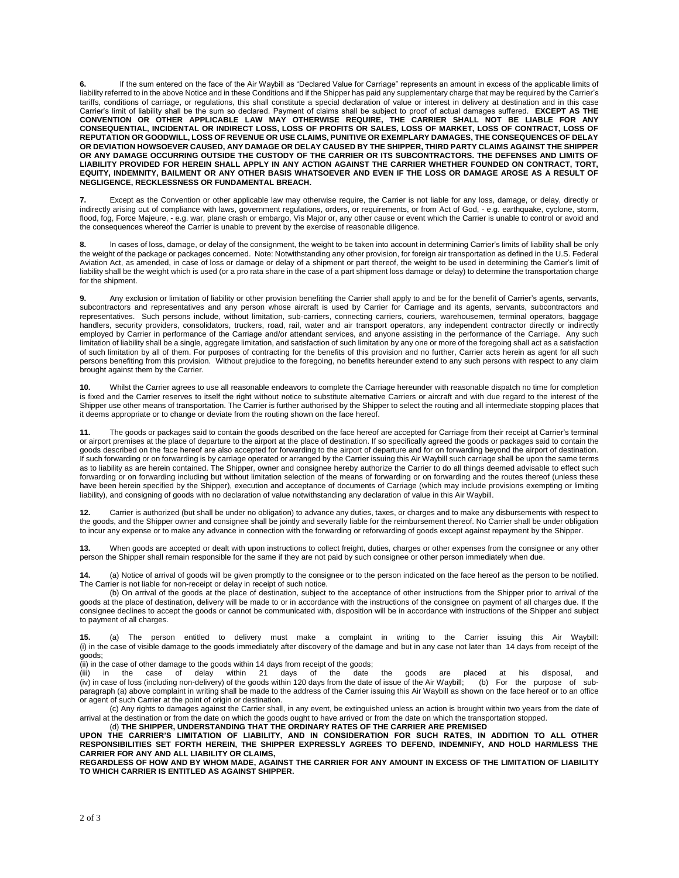**6.** If the sum entered on the face of the Air Waybill as "Declared Value for Carriage" represents an amount in excess of the applicable limits of liability referred to in the above Notice and in these Conditions and if the Shipper has paid any supplementary charge that may be required by the Carrier's tariffs, conditions of carriage, or regulations, this shall constitute a special declaration of value or interest in delivery at destination and in this case Carrier's limit of liability shall be the sum so declared. Payment of claims shall be subject to proof of actual damages suffered. **EXCEPT AS THE CONVENTION OR OTHER APPLICABLE LAW MAY OTHERWISE REQUIRE, THE CARRIER SHALL NOT BE LIABLE FOR ANY CONSEQUENTIAL, INCIDENTAL OR INDIRECT LOSS, LOSS OF PROFITS OR SALES, LOSS OF MARKET, LOSS OF CONTRACT, LOSS OF REPUTATION OR GOODWILL, LOSS OF REVENUE OR USE CLAIMS, PUNITIVE OR EXEMPLARY DAMAGES, THE CONSEQUENCES OF DELAY OR DEVIATION HOWSOEVER CAUSED, ANY DAMAGE OR DELAY CAUSED BY THE SHIPPER, THIRD PARTY CLAIMS AGAINST THE SHIPPER OR ANY DAMAGE OCCURRING OUTSIDE THE CUSTODY OF THE CARRIER OR ITS SUBCONTRACTORS. THE DEFENSES AND LIMITS OF LIABILITY PROVIDED FOR HEREIN SHALL APPLY IN ANY ACTION AGAINST THE CARRIER WHETHER FOUNDED ON CONTRACT, TORT, EQUITY, INDEMNITY, BAILMENT OR ANY OTHER BASIS WHATSOEVER AND EVEN IF THE LOSS OR DAMAGE AROSE AS A RESULT OF NEGLIGENCE, RECKLESSNESS OR FUNDAMENTAL BREACH.**

**7.** Except as the Convention or other applicable law may otherwise require, the Carrier is not liable for any loss, damage, or delay, directly or indirectly arising out of compliance with laws, government regulations, orders, or requirements, or from Act of God, - e.g. earthquake, cyclone, storm, flood, fog, Force Majeure, - e.g. war, plane crash or embargo, Vis Major or, any other cause or event which the Carrier is unable to control or avoid and the consequences whereof the Carrier is unable to prevent by the exercise of reasonable diligence.

**8.** In cases of loss, damage, or delay of the consignment, the weight to be taken into account in determining Carrier's limits of liability shall be only the weight of the package or packages concerned. Note: Notwithstanding any other provision, for foreign air transportation as defined in the U.S. Federal Aviation Act, as amended, in case of loss or damage or delay of a shipment or part thereof, the weight to be used in determining the Carrier's limit of liability shall be the weight which is used (or a pro rata share in the case of a part shipment loss damage or delay) to determine the transportation charge for the shipment.

**9.** Any exclusion or limitation of liability or other provision benefiting the Carrier shall apply to and be for the benefit of Carrier's agents, servants, subcontractors and representatives and any person whose aircraft is used by Carrier for Carriage and its agents, servants, subcontractors and representatives. Such persons include, without limitation, sub-carriers, connecting carriers, couriers, warehousemen, terminal operators, baggage handlers, security providers, consolidators, truckers, road, rail, water and air transport operators, any independent contractor directly or indirectly employed by Carrier in performance of the Carriage and/or attendant services, and anyone assisting in the performance of the Carriage. Any such limitation of liability shall be a single, aggregate limitation, and satisfaction of such limitation by any one or more of the foregoing shall act as a satisfaction of such limitation by all of them. For purposes of contracting for the benefits of this provision and no further, Carrier acts herein as agent for all such persons benefiting from this provision. Without prejudice to the foregoing, no benefits hereunder extend to any such persons with respect to any claim brought against them by the Carrier.

**10.** Whilst the Carrier agrees to use all reasonable endeavors to complete the Carriage hereunder with reasonable dispatch no time for completion is fixed and the Carrier reserves to itself the right without notice to substitute alternative Carriers or aircraft and with due regard to the interest of the Shipper use other means of transportation. The Carrier is further authorised by the Shipper to select the routing and all intermediate stopping places that it deems appropriate or to change or deviate from the routing shown on the face hereof.

**11.** The goods or packages said to contain the goods described on the face hereof are accepted for Carriage from their receipt at Carrier's terminal or airport premises at the place of departure to the airport at the place of destination. If so specifically agreed the goods or packages said to contain the goods described on the face hereof are also accepted for forwarding to the airport of departure and for on forwarding beyond the airport of destination. If such forwarding or on forwarding is by carriage operated or arranged by the Carrier issuing this Air Waybill such carriage shall be upon the same terms as to liability as are herein contained. The Shipper, owner and consignee hereby authorize the Carrier to do all things deemed advisable to effect such forwarding or on forwarding including but without limitation selection of the means of forwarding or on forwarding and the routes thereof (unless these have been herein specified by the Shipper), execution and acceptance of documents of Carriage (which may include provisions exempting or limiting liability), and consigning of goods with no declaration of value notwithstanding any declaration of value in this Air Waybill.

**12.** Carrier is authorized (but shall be under no obligation) to advance any duties, taxes, or charges and to make any disbursements with respect to the goods, and the Shipper owner and consignee shall be jointly and severally liable for the reimbursement thereof. No Carrier shall be under obligation to incur any expense or to make any advance in connection with the forwarding or reforwarding of goods except against repayment by the Shipper.

**13.** When goods are accepted or dealt with upon instructions to collect freight, duties, charges or other expenses from the consignee or any other person the Shipper shall remain responsible for the same if they are not paid by such consignee or other person immediately when due.

**14.** (a) Notice of arrival of goods will be given promptly to the consignee or to the person indicated on the face hereof as the person to be notified. The Carrier is not liable for non-receipt or delay in receipt of such notice.

(b) On arrival of the goods at the place of destination, subject to the acceptance of other instructions from the Shipper prior to arrival of the goods at the place of destination, delivery will be made to or in accordance with the instructions of the consignee on payment of all charges due. If the consignee declines to accept the goods or cannot be communicated with, disposition will be in accordance with instructions of the Shipper and subject to payment of all charges.

**15.** (a) The person entitled to delivery must make a complaint in writing to the Carrier issuing this Air Waybill:
(i) in the case of visible damage to the goods immediately after discovery of the damage and but in any case not later than 14 days from receipt of the goods;
(ii) in the case of other damage to the goods within 14 days from receipt of the goods;
(iii) in the case of delay within 21 days of the date the goods are placed at his disposal, and
(iv) in case of loss (including non-delivery) of the goods within 120 days from the date of issue of the Air Waybill; (b) For the purpose of sub-paragraph (a) above complaint in writing shall be made to the address of the Carrier issuing this Air Waybill as shown on the face hereof or to an office or agent of such Carrier at the point of origin or destination.

(c) Any rights to damages against the Carrier shall, in any event, be extinguished unless an action is brought within two years from the date of arrival at the destination or from the date on which the goods ought to have arrived or from the date on which the transportation stopped.

(d) **THE SHIPPER, UNDERSTANDING THAT THE ORDINARY RATES OF THE CARRIER ARE PREMISED UPON THE CARRIER'S LIMITATION OF LIABILITY, AND IN CONSIDERATION FOR SUCH RATES, IN ADDITION TO ALL OTHER RESPONSIBILITIES SET FORTH HEREIN, THE SHIPPER EXPRESSLY AGREES TO DEFEND, INDEMNIFY, AND HOLD HARMLESS THE CARRIER FOR ANY AND ALL LIABILITY OR CLAIMS, REGARDLESS OF HOW AND BY WHOM MADE, AGAINST THE CARRIER FOR ANY AMOUNT IN EXCESS OF THE LIMITATION OF LIABILITY TO WHICH CARRIER IS ENTITLED AS AGAINST SHIPPER.**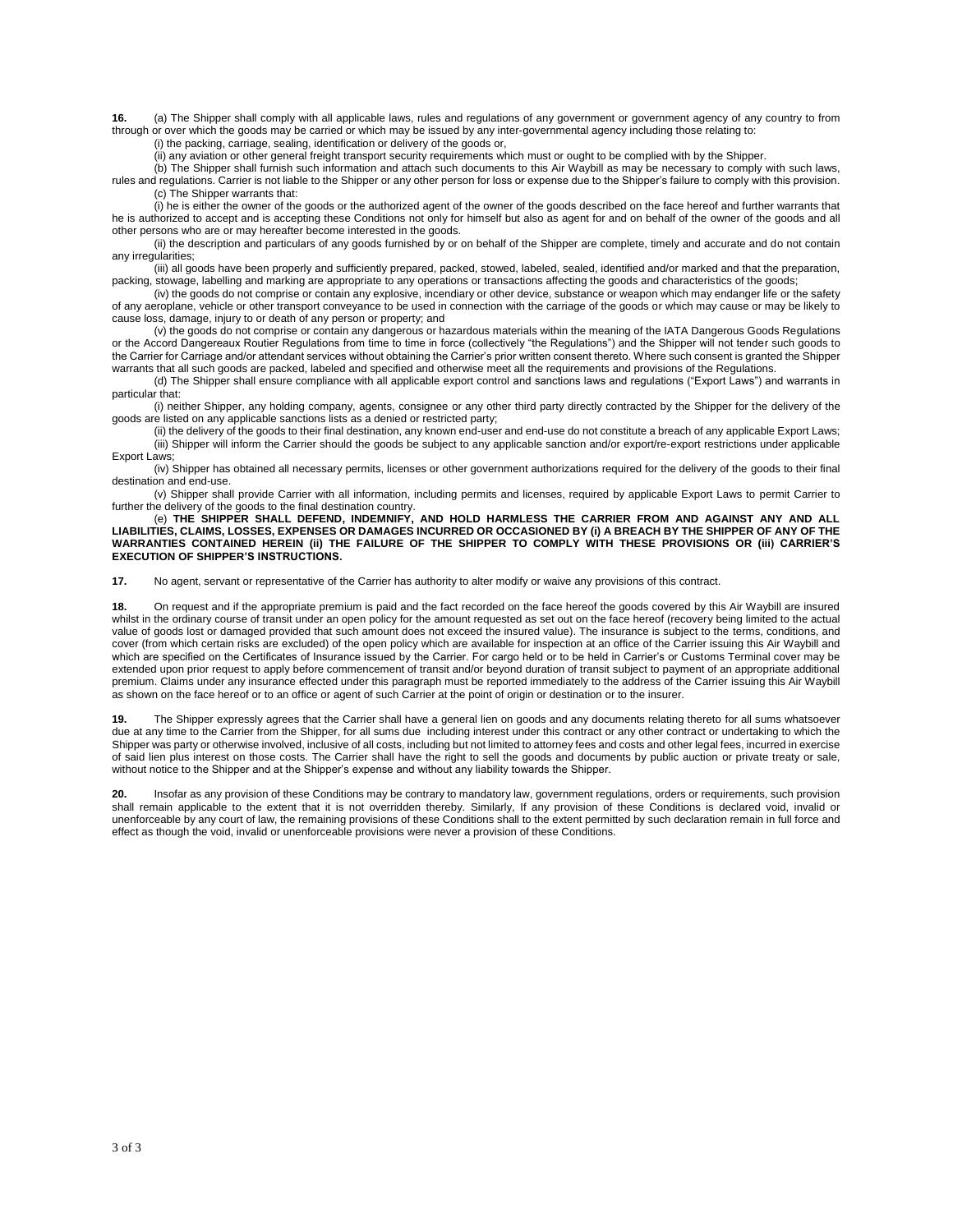**16.** (a) The Shipper shall comply with all applicable laws, rules and regulations of any government or government agency of any country to from through or over which the goods may be carried or which may be issued by any inter-governmental agency including those relating to:

(i) the packing, carriage, sealing, identification or delivery of the goods or,

(ii) any aviation or other general freight transport security requirements which must or ought to be complied with by the Shipper.

(b) The Shipper shall furnish such information and attach such documents to this Air Waybill as may be necessary to comply with such laws, rules and regulations. Carrier is not liable to the Shipper or any other person for loss or expense due to the Shipper's failure to comply with this provision.

(c) The Shipper warrants that:

(i) he is either the owner of the goods or the authorized agent of the owner of the goods described on the face hereof and further warrants that he is authorized to accept and is accepting these Conditions not only for himself but also as agent for and on behalf of the owner of the goods and all other persons who are or may hereafter become interested in the goods.

(ii) the description and particulars of any goods furnished by or on behalf of the Shipper are complete, timely and accurate and do not contain any irregularities;

(iii) all goods have been properly and sufficiently prepared, packed, stowed, labeled, sealed, identified and/or marked and that the preparation, packing, stowage, labelling and marking are appropriate to any operations or transactions affecting the goods and characteristics of the goods;

(iv) the goods do not comprise or contain any explosive, incendiary or other device, substance or weapon which may endanger life or the safety of any aeroplane, vehicle or other transport conveyance to be used in connection with the carriage of the goods or which may cause or may be likely to cause loss, damage, injury to or death of any person or property; and

(v) the goods do not comprise or contain any dangerous or hazardous materials within the meaning of the IATA Dangerous Goods Regulations or the Accord Dangereaux Routier Regulations from time to time in force (collectively "the Regulations") and the Shipper will not tender such goods to the Carrier for Carriage and/or attendant services without obtaining the Carrier's prior written consent thereto. Where such consent is granted the Shipper warrants that all such goods are packed, labeled and specified and otherwise meet all the requirements and provisions of the Regulations.

(d) The Shipper shall ensure compliance with all applicable export control and sanctions laws and regulations ("Export Laws") and warrants in particular that:

(i) neither Shipper, any holding company, agents, consignee or any other third party directly contracted by the Shipper for the delivery of the goods are listed on any applicable sanctions lists as a denied or restricted party;

(ii) the delivery of the goods to their final destination, any known end-user and end-use do not constitute a breach of any applicable Export Laws;

(iii) Shipper will inform the Carrier should the goods be subject to any applicable sanction and/or export/re-export restrictions under applicable Export Laws;

(iv) Shipper has obtained all necessary permits, licenses or other government authorizations required for the delivery of the goods to their final destination and end-use.

(v) Shipper shall provide Carrier with all information, including permits and licenses, required by applicable Export Laws to permit Carrier to further the delivery of the goods to the final destination country.

(e) **THE SHIPPER SHALL DEFEND, INDEMNIFY, AND HOLD HARMLESS THE CARRIER FROM AND AGAINST ANY AND ALL LIABILITIES, CLAIMS, LOSSES, EXPENSES OR DAMAGES INCURRED OR OCCASIONED BY (i) A BREACH BY THE SHIPPER OF ANY OF THE WARRANTIES CONTAINED HEREIN (ii) THE FAILURE OF THE SHIPPER TO COMPLY WITH THESE PROVISIONS OR (iii) CARRIER'S EXECUTION OF SHIPPER'S INSTRUCTIONS.**

**17.** No agent, servant or representative of the Carrier has authority to alter modify or waive any provisions of this contract.

**18.** On request and if the appropriate premium is paid and the fact recorded on the face hereof the goods covered by this Air Waybill are insured whilst in the ordinary course of transit under an open policy for the amount requested as set out on the face hereof (recovery being limited to the actual value of goods lost or damaged provided that such amount does not exceed the insured value). The insurance is subject to the terms, conditions, and cover (from which certain risks are excluded) of the open policy which are available for inspection at an office of the Carrier issuing this Air Waybill and which are specified on the Certificates of Insurance issued by the Carrier. For cargo held or to be held in Carrier's or Customs Terminal cover may be extended upon prior request to apply before commencement of transit and/or beyond duration of transit subject to payment of an appropriate additional premium. Claims under any insurance effected under this paragraph must be reported immediately to the address of the Carrier issuing this Air Waybill as shown on the face hereof or to an office or agent of such Carrier at the point of origin or destination or to the insurer.

**19.** The Shipper expressly agrees that the Carrier shall have a general lien on goods and any documents relating thereto for all sums whatsoever due at any time to the Carrier from the Shipper, for all sums due including interest under this contract or any other contract or undertaking to which the Shipper was party or otherwise involved, inclusive of all costs, including but not limited to attorney fees and costs and other legal fees, incurred in exercise of said lien plus interest on those costs. The Carrier shall have the right to sell the goods and documents by public auction or private treaty or sale, without notice to the Shipper and at the Shipper's expense and without any liability towards the Shipper.

**20.** Insofar as any provision of these Conditions may be contrary to mandatory law, government regulations, orders or requirements, such provision shall remain applicable to the extent that it is not overridden thereby. Similarly, If any provision of these Conditions is declared void, invalid or unenforceable by any court of law, the remaining provisions of these Conditions shall to the extent permitted by such declaration remain in full force and effect as though the void, invalid or unenforceable provisions were never a provision of these Conditions.